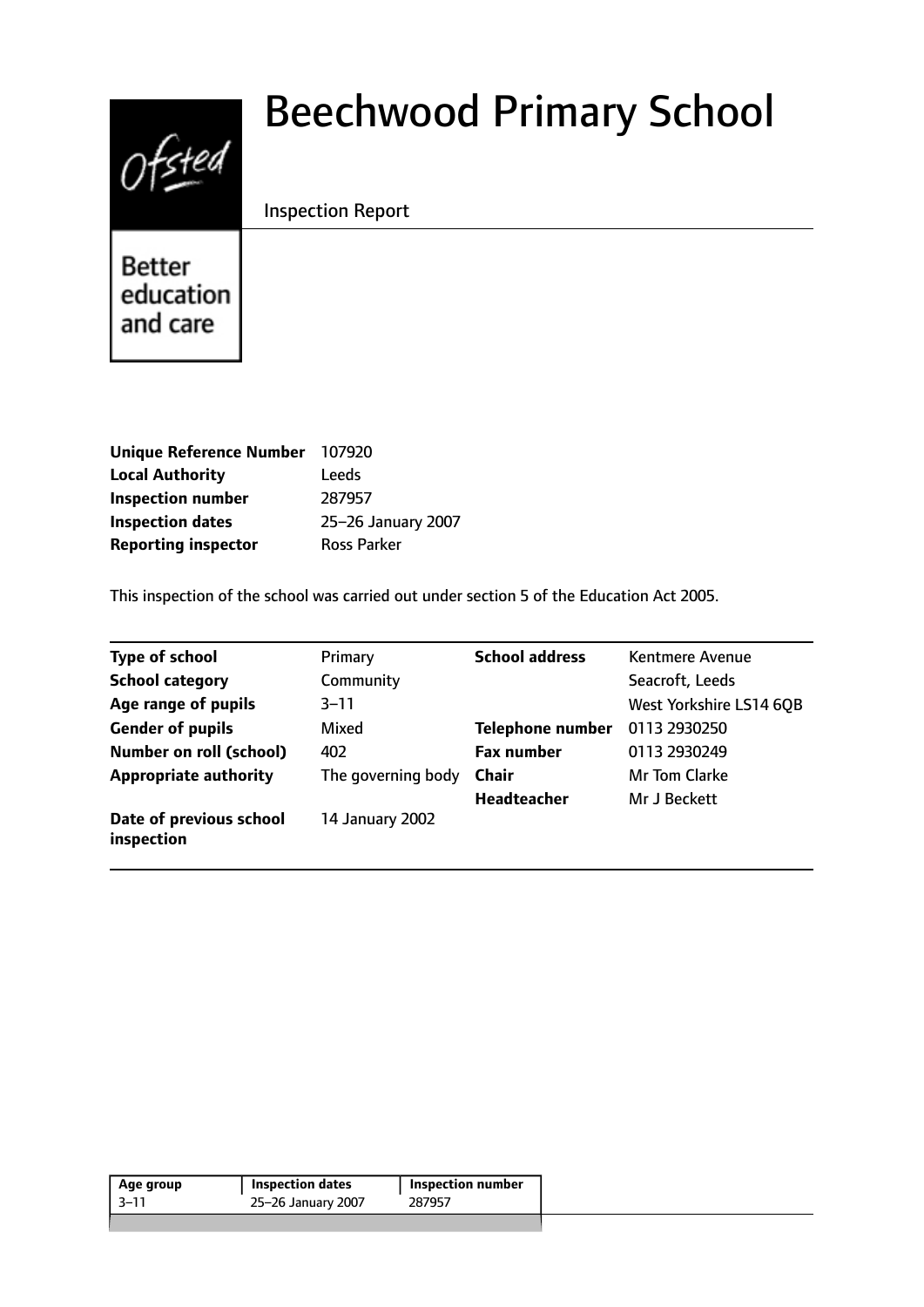# Beechwood Primary School

Inspection Report

Better education and care

| | |
|---|---|
| **Unique Reference Number** | 107920 |
| **Local Authority** | Leeds |
| **Inspection number** | 287957 |
| **Inspection dates** | 25–26 January 2007 |
| **Reporting inspector** | Ross Parker |

This inspection of the school was carried out under section 5 of the Education Act 2005.

| | | | |
|---|---|---|---|
| **Type of school** | Primary | **School address** | Kentmere Avenue |
| **School category** | Community | | Seacroft, Leeds |
| **Age range of pupils** | 3–11 | | West Yorkshire LS14 6QB |
| **Gender of pupils** | Mixed | **Telephone number** | 0113 2930250 |
| **Number on roll (school)** | 402 | **Fax number** | 0113 2930249 |
| **Appropriate authority** | The governing body | **Chair** | Mr Tom Clarke |
| | | **Headteacher** | Mr J Beckett |
| **Date of previous school inspection** | 14 January 2002 | | |

| Age group | Inspection dates | Inspection number |
|---|---|---|
| 3–11 | 25–26 January 2007 | 287957 |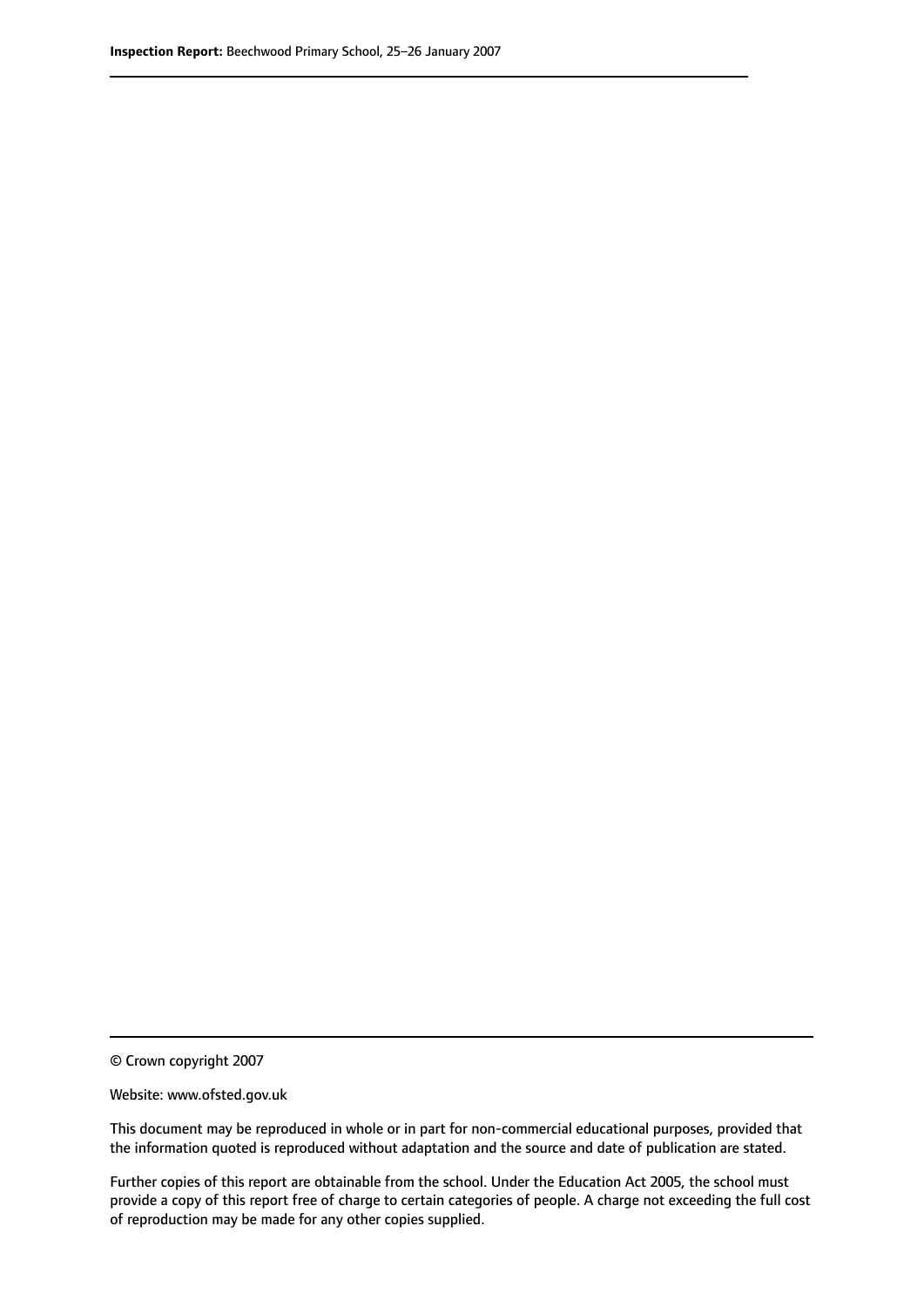© Crown copyright 2007

Website: www.ofsted.gov.uk

This document may be reproduced in whole or in part for non-commercial educational purposes, provided that the information quoted is reproduced without adaptation and the source and date of publication are stated.

Further copies of this report are obtainable from the school. Under the Education Act 2005, the school must provide a copy of this report free of charge to certain categories of people. A charge not exceeding the full cost of reproduction may be made for any other copies supplied.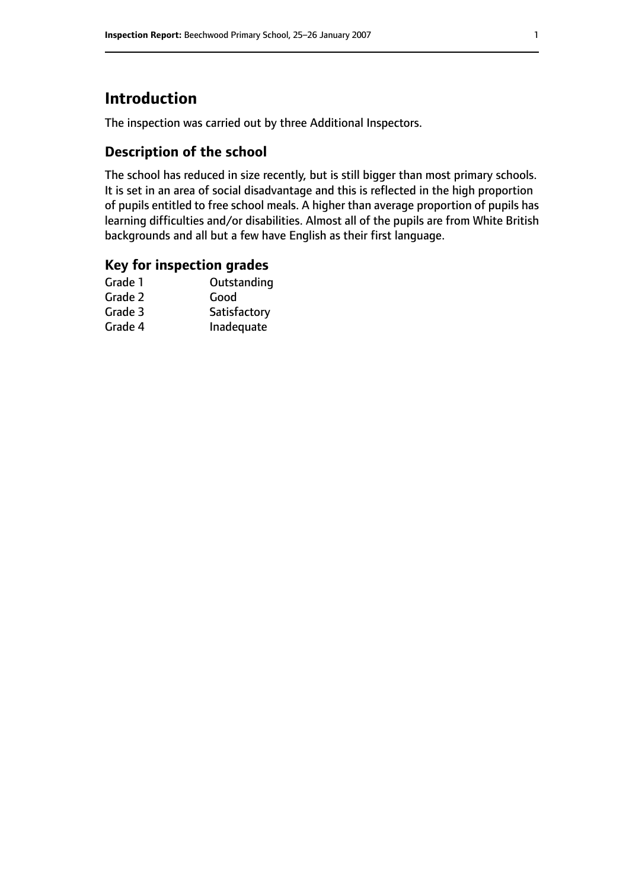# Introduction

The inspection was carried out by three Additional Inspectors.

## Description of the school

The school has reduced in size recently, but is still bigger than most primary schools. It is set in an area of social disadvantage and this is reflected in the high proportion of pupils entitled to free school meals. A higher than average proportion of pupils has learning difficulties and/or disabilities. Almost all of the pupils are from White British backgrounds and all but a few have English as their first language.

## Key for inspection grades

| | |
|---|---|
| Grade 1 | Outstanding |
| Grade 2 | Good |
| Grade 3 | Satisfactory |
| Grade 4 | Inadequate |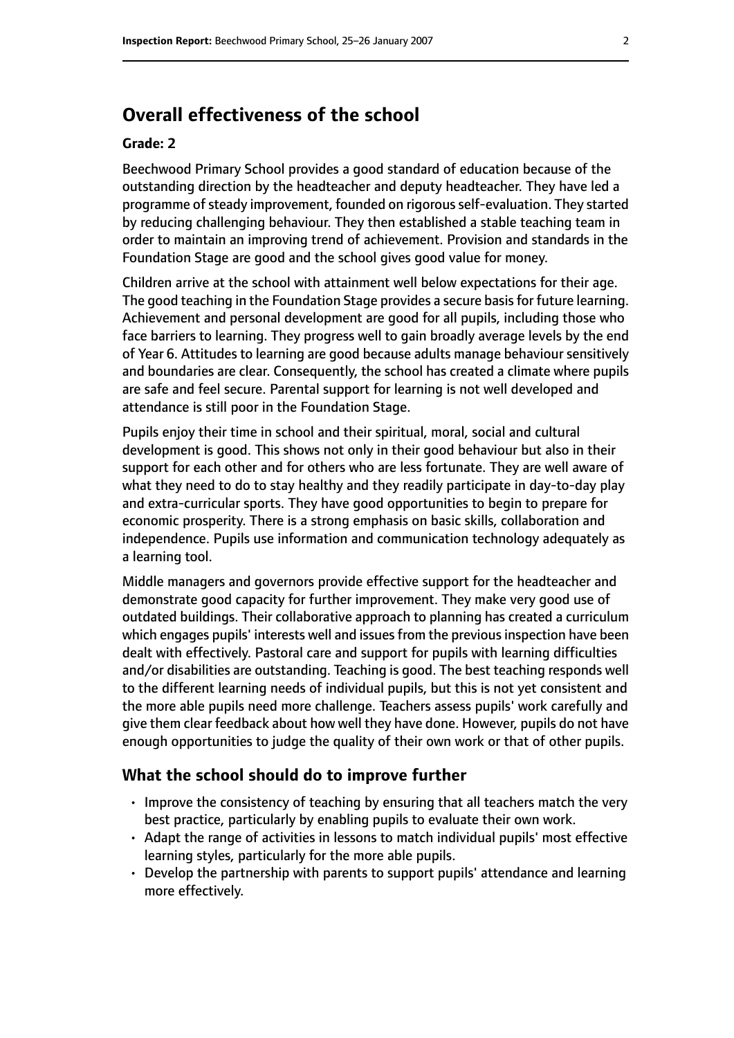## Overall effectiveness of the school

**Grade: 2**

Beechwood Primary School provides a good standard of education because of the outstanding direction by the headteacher and deputy headteacher. They have led a programme of steady improvement, founded on rigorous self-evaluation. They started by reducing challenging behaviour. They then established a stable teaching team in order to maintain an improving trend of achievement. Provision and standards in the Foundation Stage are good and the school gives good value for money.

Children arrive at the school with attainment well below expectations for their age. The good teaching in the Foundation Stage provides a secure basis for future learning. Achievement and personal development are good for all pupils, including those who face barriers to learning. They progress well to gain broadly average levels by the end of Year 6. Attitudes to learning are good because adults manage behaviour sensitively and boundaries are clear. Consequently, the school has created a climate where pupils are safe and feel secure. Parental support for learning is not well developed and attendance is still poor in the Foundation Stage.

Pupils enjoy their time in school and their spiritual, moral, social and cultural development is good. This shows not only in their good behaviour but also in their support for each other and for others who are less fortunate. They are well aware of what they need to do to stay healthy and they readily participate in day-to-day play and extra-curricular sports. They have good opportunities to begin to prepare for economic prosperity. There is a strong emphasis on basic skills, collaboration and independence. Pupils use information and communication technology adequately as a learning tool.

Middle managers and governors provide effective support for the headteacher and demonstrate good capacity for further improvement. They make very good use of outdated buildings. Their collaborative approach to planning has created a curriculum which engages pupils' interests well and issues from the previous inspection have been dealt with effectively. Pastoral care and support for pupils with learning difficulties and/or disabilities are outstanding. Teaching is good. The best teaching responds well to the different learning needs of individual pupils, but this is not yet consistent and the more able pupils need more challenge. Teachers assess pupils' work carefully and give them clear feedback about how well they have done. However, pupils do not have enough opportunities to judge the quality of their own work or that of other pupils.

### What the school should do to improve further

- Improve the consistency of teaching by ensuring that all teachers match the very best practice, particularly by enabling pupils to evaluate their own work.
- Adapt the range of activities in lessons to match individual pupils' most effective learning styles, particularly for the more able pupils.
- Develop the partnership with parents to support pupils' attendance and learning more effectively.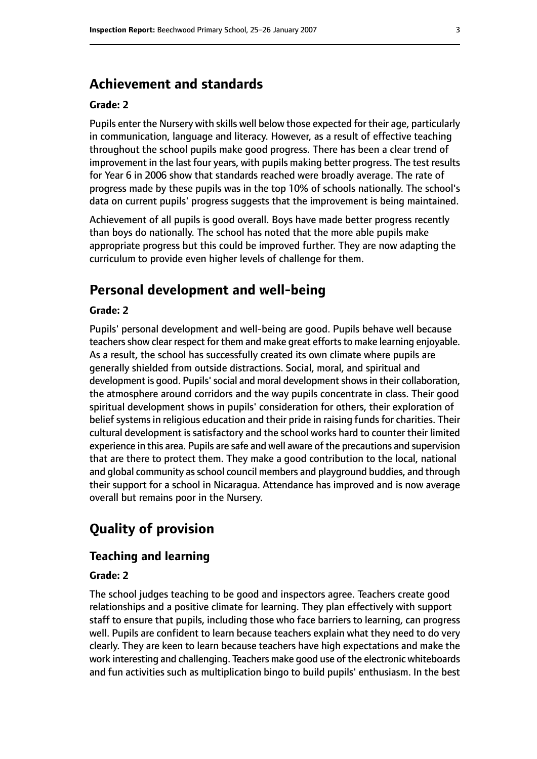## Achievement and standards

**Grade: 2**

Pupils enter the Nursery with skills well below those expected for their age, particularly in communication, language and literacy. However, as a result of effective teaching throughout the school pupils make good progress. There has been a clear trend of improvement in the last four years, with pupils making better progress. The test results for Year 6 in 2006 show that standards reached were broadly average. The rate of progress made by these pupils was in the top 10% of schools nationally. The school's data on current pupils' progress suggests that the improvement is being maintained.

Achievement of all pupils is good overall. Boys have made better progress recently than boys do nationally. The school has noted that the more able pupils make appropriate progress but this could be improved further. They are now adapting the curriculum to provide even higher levels of challenge for them.

## Personal development and well-being

**Grade: 2**

Pupils' personal development and well-being are good. Pupils behave well because teachers show clear respect for them and make great efforts to make learning enjoyable. As a result, the school has successfully created its own climate where pupils are generally shielded from outside distractions. Social, moral, and spiritual and development is good. Pupils' social and moral development shows in their collaboration, the atmosphere around corridors and the way pupils concentrate in class. Their good spiritual development shows in pupils' consideration for others, their exploration of belief systems in religious education and their pride in raising funds for charities. Their cultural development is satisfactory and the school works hard to counter their limited experience in this area. Pupils are safe and well aware of the precautions and supervision that are there to protect them. They make a good contribution to the local, national and global community as school council members and playground buddies, and through their support for a school in Nicaragua. Attendance has improved and is now average overall but remains poor in the Nursery.

# Quality of provision

## Teaching and learning

**Grade: 2**

The school judges teaching to be good and inspectors agree. Teachers create good relationships and a positive climate for learning. They plan effectively with support staff to ensure that pupils, including those who face barriers to learning, can progress well. Pupils are confident to learn because teachers explain what they need to do very clearly. They are keen to learn because teachers have high expectations and make the work interesting and challenging. Teachers make good use of the electronic whiteboards and fun activities such as multiplication bingo to build pupils' enthusiasm. In the best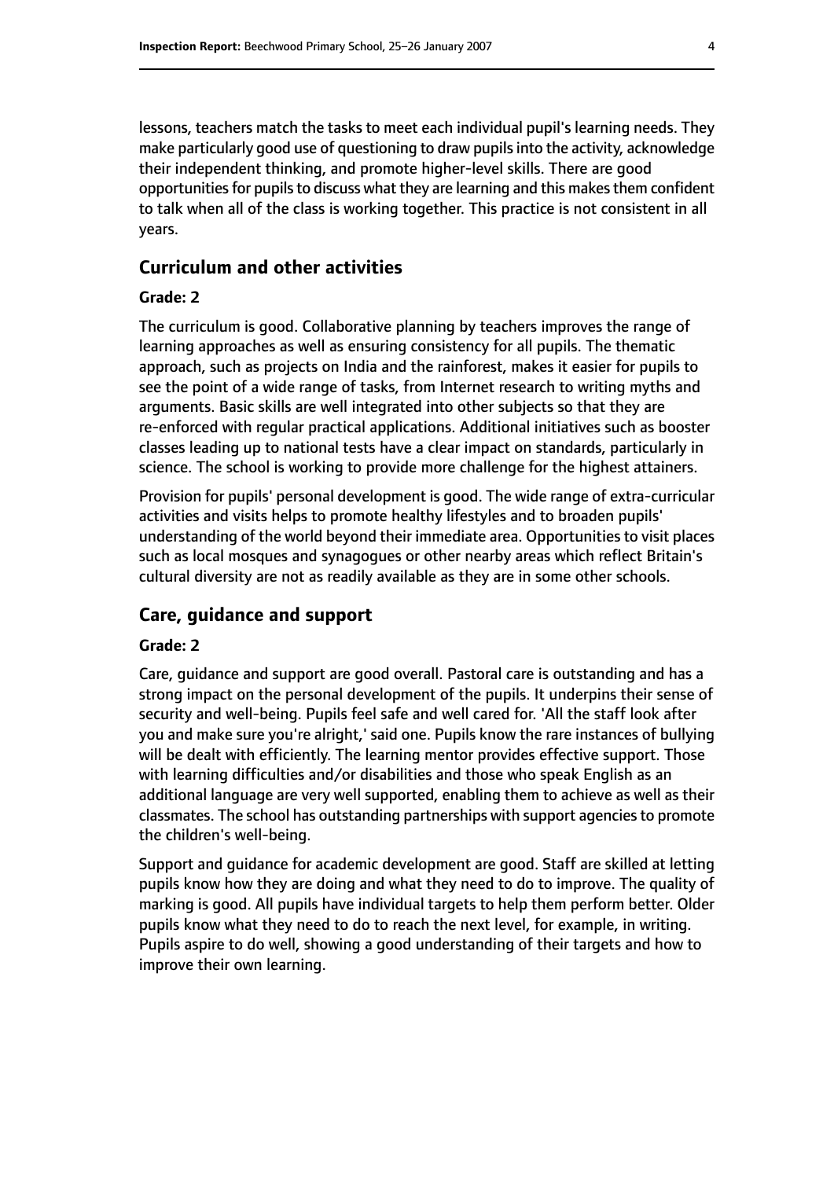lessons, teachers match the tasks to meet each individual pupil's learning needs. They make particularly good use of questioning to draw pupils into the activity, acknowledge their independent thinking, and promote higher-level skills. There are good opportunities for pupils to discuss what they are learning and this makes them confident to talk when all of the class is working together. This practice is not consistent in all years.

## Curriculum and other activities

### Grade: 2

The curriculum is good. Collaborative planning by teachers improves the range of learning approaches as well as ensuring consistency for all pupils. The thematic approach, such as projects on India and the rainforest, makes it easier for pupils to see the point of a wide range of tasks, from Internet research to writing myths and arguments. Basic skills are well integrated into other subjects so that they are re-enforced with regular practical applications. Additional initiatives such as booster classes leading up to national tests have a clear impact on standards, particularly in science. The school is working to provide more challenge for the highest attainers.

Provision for pupils' personal development is good. The wide range of extra-curricular activities and visits helps to promote healthy lifestyles and to broaden pupils' understanding of the world beyond their immediate area. Opportunities to visit places such as local mosques and synagogues or other nearby areas which reflect Britain's cultural diversity are not as readily available as they are in some other schools.

## Care, guidance and support

### Grade: 2

Care, guidance and support are good overall. Pastoral care is outstanding and has a strong impact on the personal development of the pupils. It underpins their sense of security and well-being. Pupils feel safe and well cared for. 'All the staff look after you and make sure you're alright,' said one. Pupils know the rare instances of bullying will be dealt with efficiently. The learning mentor provides effective support. Those with learning difficulties and/or disabilities and those who speak English as an additional language are very well supported, enabling them to achieve as well as their classmates. The school has outstanding partnerships with support agencies to promote the children's well-being.

Support and guidance for academic development are good. Staff are skilled at letting pupils know how they are doing and what they need to do to improve. The quality of marking is good. All pupils have individual targets to help them perform better. Older pupils know what they need to do to reach the next level, for example, in writing. Pupils aspire to do well, showing a good understanding of their targets and how to improve their own learning.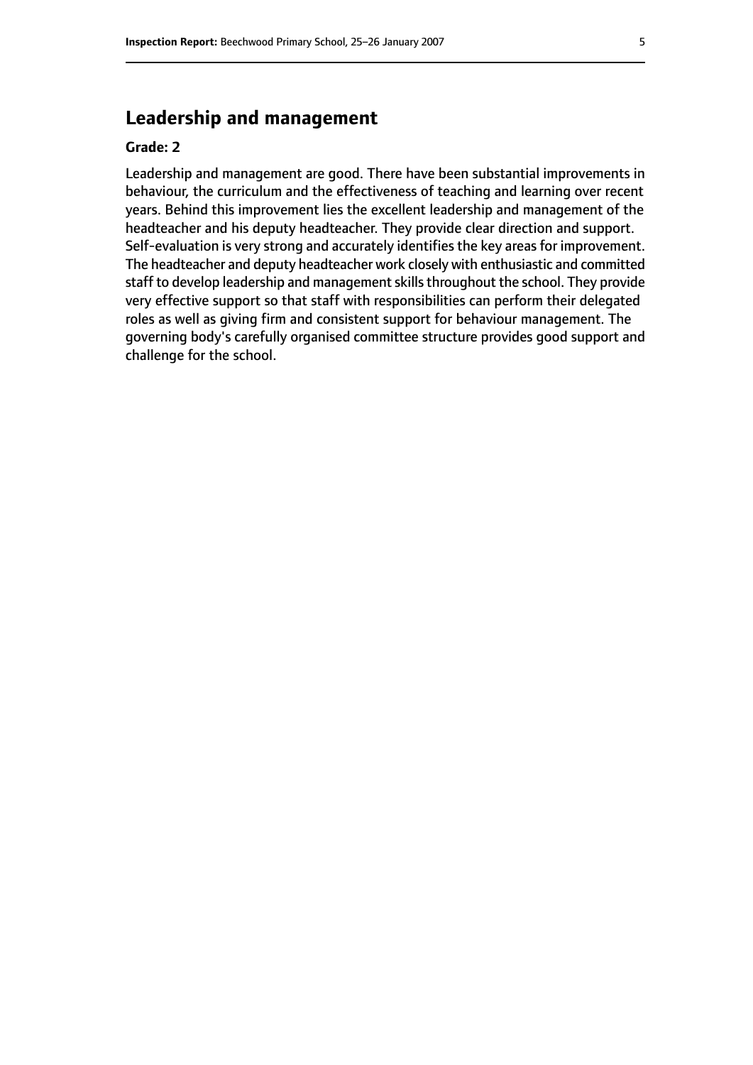## Leadership and management

**Grade: 2**

Leadership and management are good. There have been substantial improvements in behaviour, the curriculum and the effectiveness of teaching and learning over recent years. Behind this improvement lies the excellent leadership and management of the headteacher and his deputy headteacher. They provide clear direction and support. Self-evaluation is very strong and accurately identifies the key areas for improvement. The headteacher and deputy headteacher work closely with enthusiastic and committed staff to develop leadership and management skills throughout the school. They provide very effective support so that staff with responsibilities can perform their delegated roles as well as giving firm and consistent support for behaviour management. The governing body's carefully organised committee structure provides good support and challenge for the school.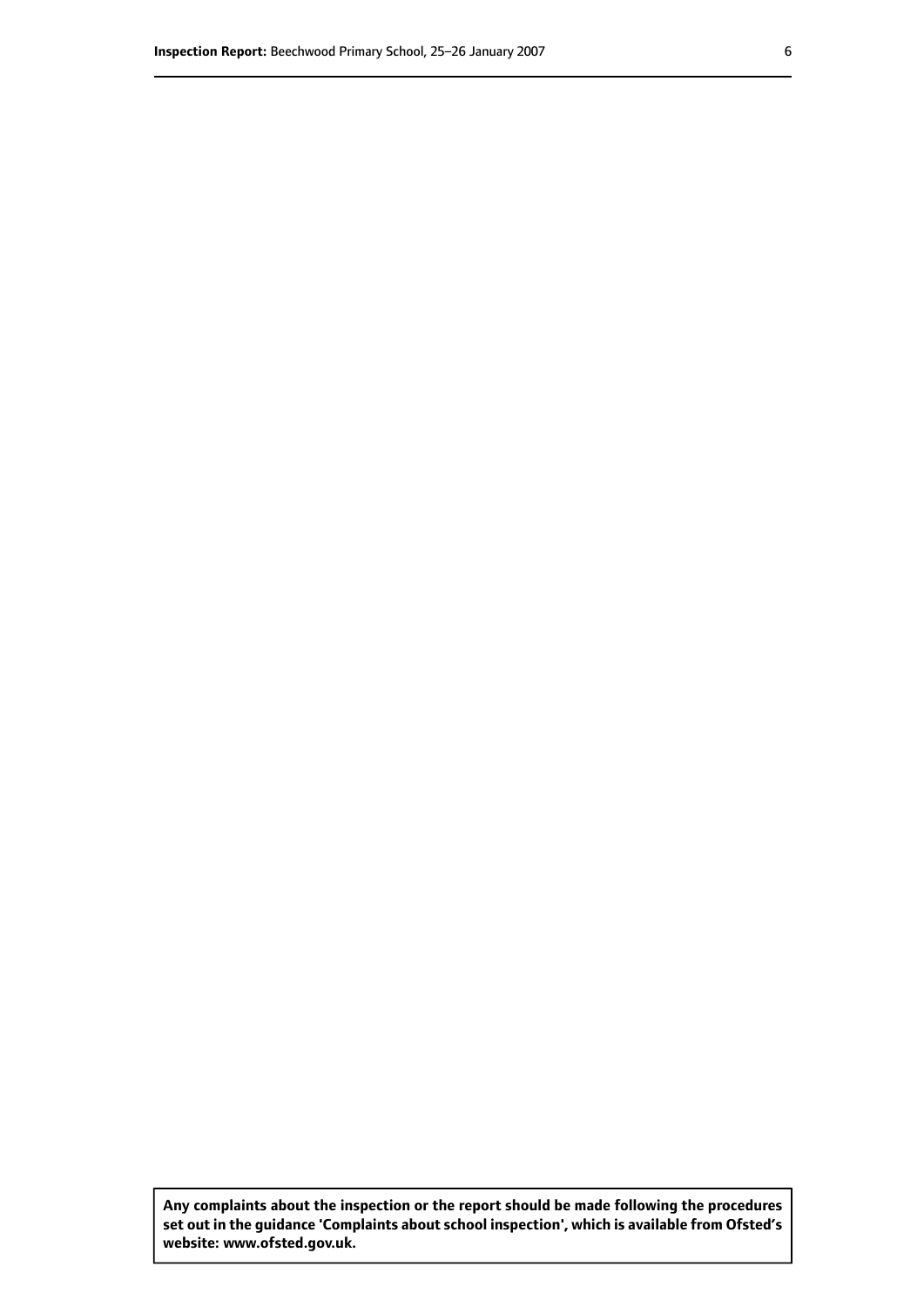**Any complaints about the inspection or the report should be made following the procedures set out in the guidance 'Complaints about school inspection', which is available from Ofsted's website: www.ofsted.gov.uk.**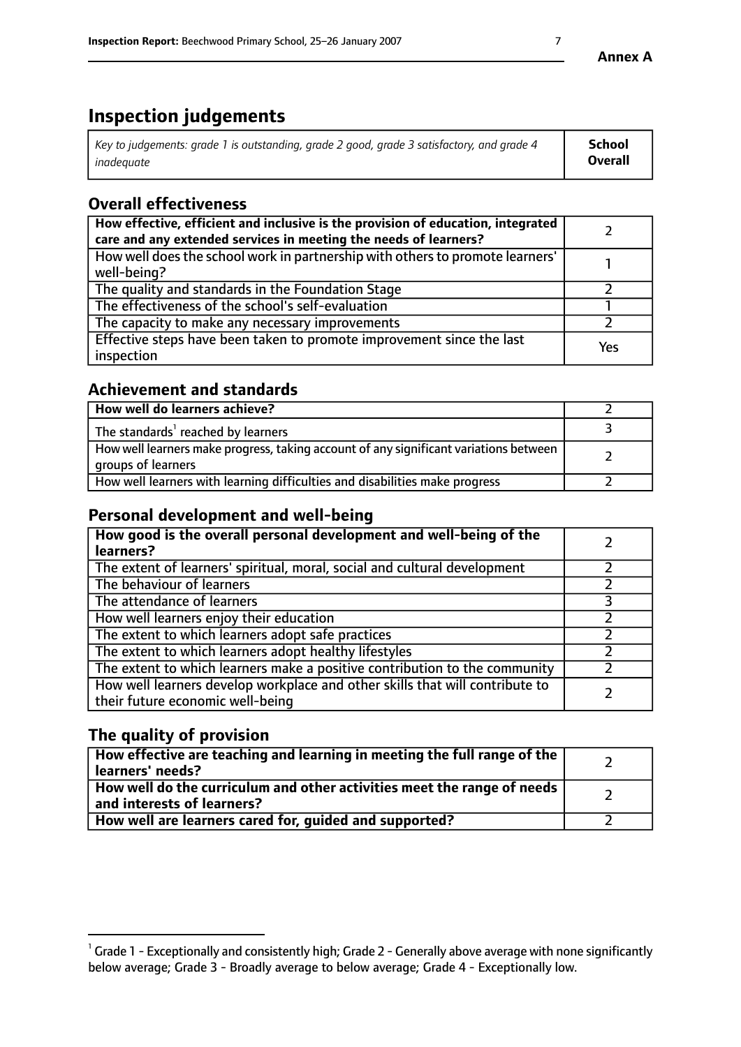# Inspection judgements

| *Key to judgements: grade 1 is outstanding, grade 2 good, grade 3 satisfactory, and grade 4 inadequate* | **School Overall** |
|---|---|

## Overall effectiveness

| | |
|---|---|
| **How effective, efficient and inclusive is the provision of education, integrated care and any extended services in meeting the needs of learners?** | 2 |
| How well does the school work in partnership with others to promote learners' well-being? | 1 |
| The quality and standards in the Foundation Stage | 2 |
| The effectiveness of the school's self-evaluation | 1 |
| The capacity to make any necessary improvements | 2 |
| Effective steps have been taken to promote improvement since the last inspection | Yes |

## Achievement and standards

| | |
|---|---|
| **How well do learners achieve?** | 2 |
| The standards[1] reached by learners | 3 |
| How well learners make progress, taking account of any significant variations between groups of learners | 2 |
| How well learners with learning difficulties and disabilities make progress | 2 |

## Personal development and well-being

| | |
|---|---|
| **How good is the overall personal development and well-being of the learners?** | 2 |
| The extent of learners' spiritual, moral, social and cultural development | 2 |
| The behaviour of learners | 2 |
| The attendance of learners | 3 |
| How well learners enjoy their education | 2 |
| The extent to which learners adopt safe practices | 2 |
| The extent to which learners adopt healthy lifestyles | 2 |
| The extent to which learners make a positive contribution to the community | 2 |
| How well learners develop workplace and other skills that will contribute to their future economic well-being | 2 |

## The quality of provision

| | |
|---|---|
| **How effective are teaching and learning in meeting the full range of the learners' needs?** | 2 |
| **How well do the curriculum and other activities meet the range of needs and interests of learners?** | 2 |
| **How well are learners cared for, guided and supported?** | 2 |

[1] Grade 1 - Exceptionally and consistently high; Grade 2 - Generally above average with none significantly below average; Grade 3 - Broadly average to below average; Grade 4 - Exceptionally low.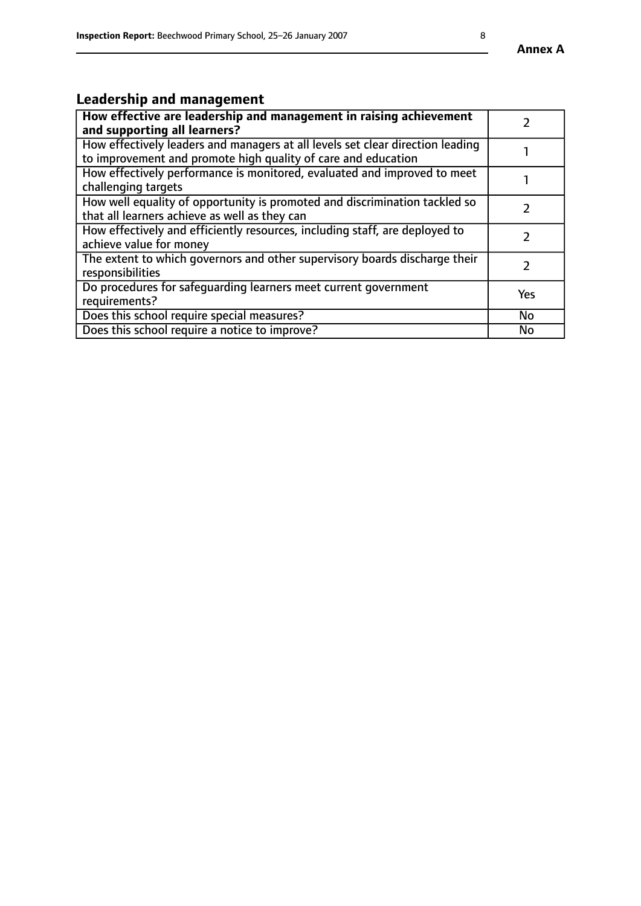Annex A

## Leadership and management

| How effective are leadership and management in raising achievement and supporting all learners? | 2 |
| --- | --- |
| How effectively leaders and managers at all levels set clear direction leading to improvement and promote high quality of care and education | 1 |
| How effectively performance is monitored, evaluated and improved to meet challenging targets | 1 |
| How well equality of opportunity is promoted and discrimination tackled so that all learners achieve as well as they can | 2 |
| How effectively and efficiently resources, including staff, are deployed to achieve value for money | 2 |
| The extent to which governors and other supervisory boards discharge their responsibilities | 2 |
| Do procedures for safeguarding learners meet current government requirements? | Yes |
| Does this school require special measures? | No |
| Does this school require a notice to improve? | No |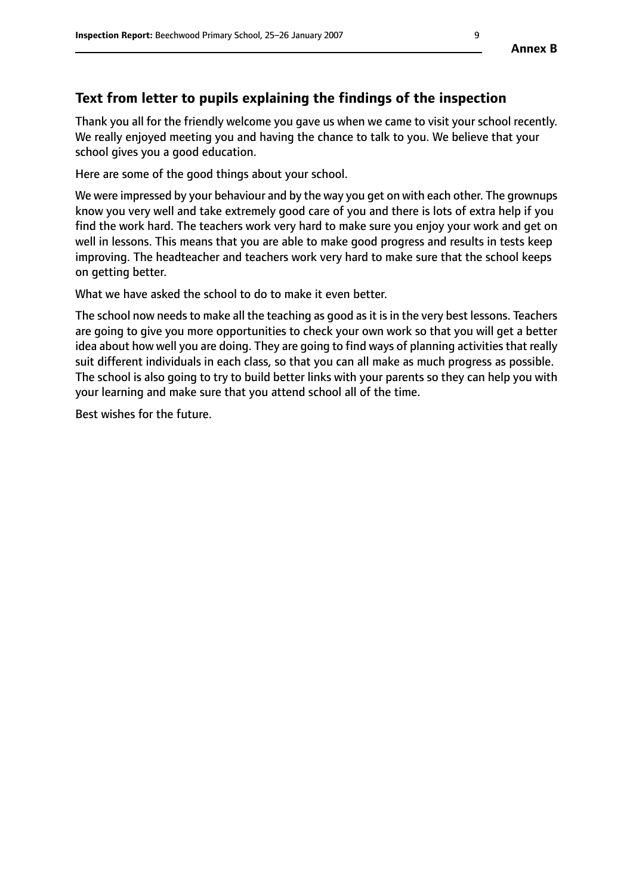## Text from letter to pupils explaining the findings of the inspection

Thank you all for the friendly welcome you gave us when we came to visit your school recently. We really enjoyed meeting you and having the chance to talk to you. We believe that your school gives you a good education.

Here are some of the good things about your school.

We were impressed by your behaviour and by the way you get on with each other. The grownups know you very well and take extremely good care of you and there is lots of extra help if you find the work hard. The teachers work very hard to make sure you enjoy your work and get on well in lessons. This means that you are able to make good progress and results in tests keep improving. The headteacher and teachers work very hard to make sure that the school keeps on getting better.

What we have asked the school to do to make it even better.

The school now needs to make all the teaching as good as it is in the very best lessons. Teachers are going to give you more opportunities to check your own work so that you will get a better idea about how well you are doing. They are going to find ways of planning activities that really suit different individuals in each class, so that you can all make as much progress as possible. The school is also going to try to build better links with your parents so they can help you with your learning and make sure that you attend school all of the time.

Best wishes for the future.